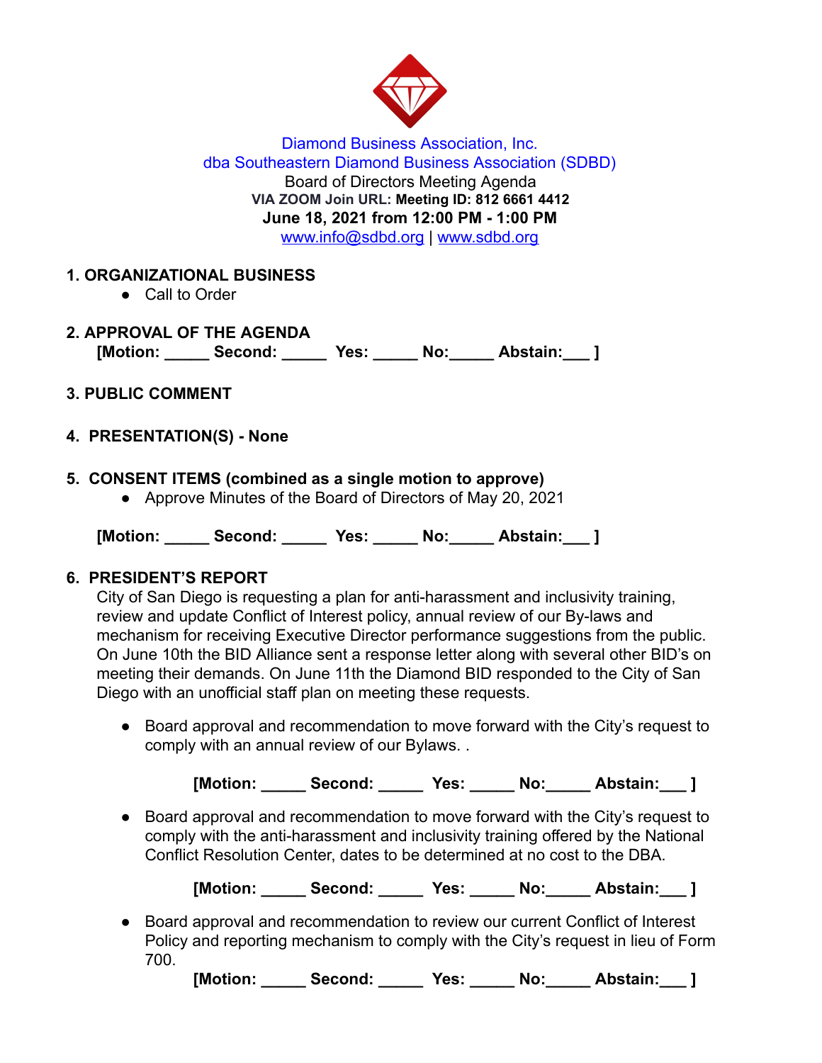Diamond Business Association, Inc.
dba Southeastern Diamond Business Association (SDBD)
Board of Directors Meeting Agenda
**VIA ZOOM Join URL: Meeting ID: 812 6661 4412**
**June 18, 2021 from 12:00 PM - 1:00 PM**
www.info@sdbd.org | www.sdbd.org

**1. ORGANIZATIONAL BUSINESS**

- Call to Order

**2. APPROVAL OF THE AGENDA**

**[Motion: _____ Second: _____ Yes: _____ No:_____ Abstain:___ ]**

**3. PUBLIC COMMENT**

**4. PRESENTATION(S) - None**

**5. CONSENT ITEMS (combined as a single motion to approve)**

- Approve Minutes of the Board of Directors of May 20, 2021

**[Motion: _____ Second: _____ Yes: _____ No:_____ Abstain:___ ]**

**6. PRESIDENT'S REPORT**

City of San Diego is requesting a plan for anti-harassment and inclusivity training, review and update Conflict of Interest policy, annual review of our By-laws and mechanism for receiving Executive Director performance suggestions from the public. On June 10th the BID Alliance sent a response letter along with several other BID's on meeting their demands. On June 11th the Diamond BID responded to the City of San Diego with an unofficial staff plan on meeting these requests.

- Board approval and recommendation to move forward with the City's request to comply with an annual review of our Bylaws. .

  **[Motion: _____ Second: _____ Yes: _____ No:_____ Abstain:___ ]**

- Board approval and recommendation to move forward with the City's request to comply with the anti-harassment and inclusivity training offered by the National Conflict Resolution Center, dates to be determined at no cost to the DBA.

  **[Motion: _____ Second: _____ Yes: _____ No:_____ Abstain:___ ]**

- Board approval and recommendation to review our current Conflict of Interest Policy and reporting mechanism to comply with the City's request in lieu of Form 700.

  **[Motion: _____ Second: _____ Yes: _____ No:_____ Abstain:___ ]**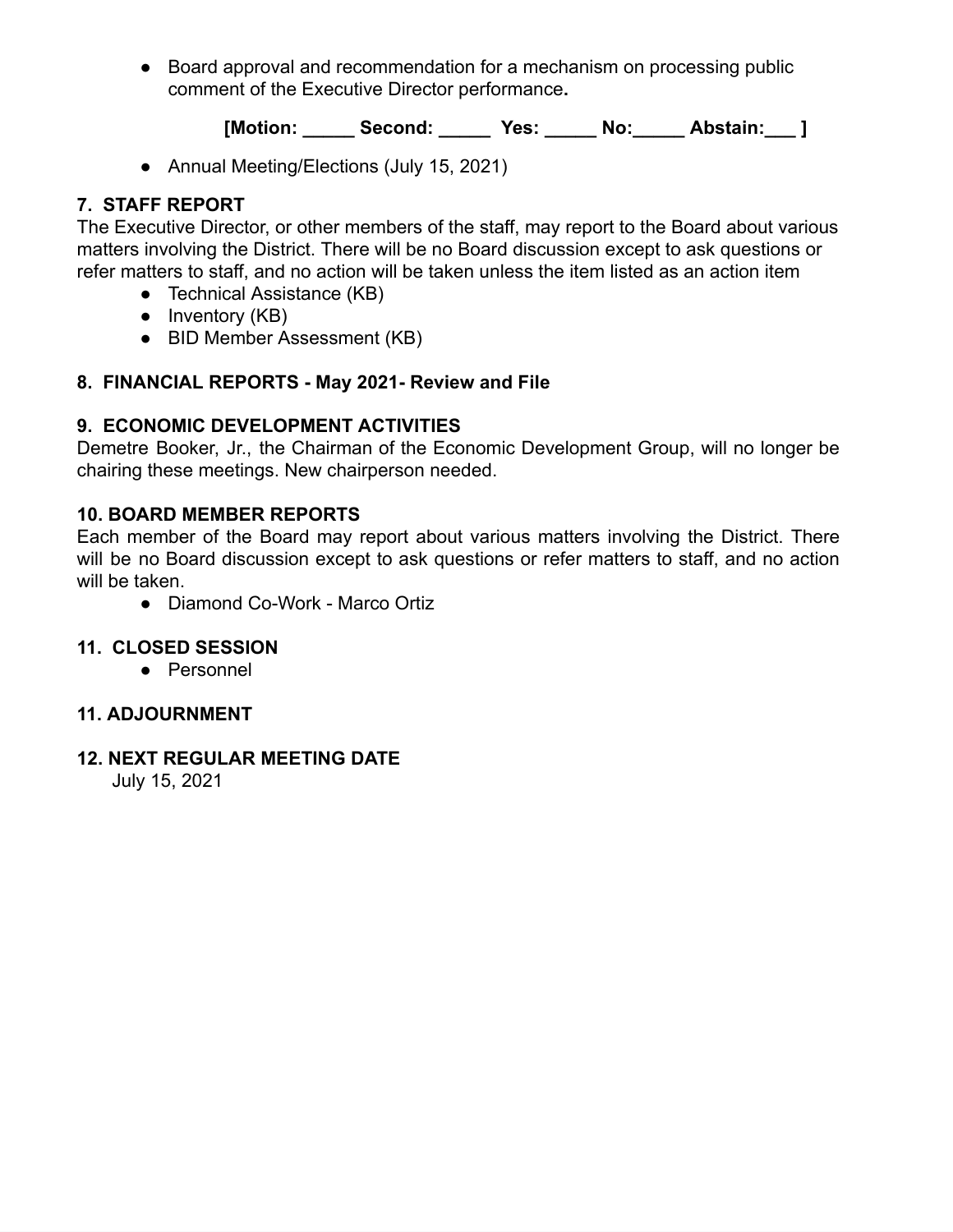- Board approval and recommendation for a mechanism on processing public comment of the Executive Director performance**.**

**[Motion: _____ Second: _____ Yes: _____ No:_____ Abstain:___ ]**

- Annual Meeting/Elections (July 15, 2021)

### 7. STAFF REPORT

The Executive Director, or other members of the staff, may report to the Board about various matters involving the District. There will be no Board discussion except to ask questions or refer matters to staff, and no action will be taken unless the item listed as an action item

- Technical Assistance (KB)
- Inventory (KB)
- BID Member Assessment (KB)

### 8. FINANCIAL REPORTS - May 2021- Review and File

### 9. ECONOMIC DEVELOPMENT ACTIVITIES

Demetre Booker, Jr., the Chairman of the Economic Development Group, will no longer be chairing these meetings. New chairperson needed.

### 10. BOARD MEMBER REPORTS

Each member of the Board may report about various matters involving the District. There will be no Board discussion except to ask questions or refer matters to staff, and no action will be taken.

- Diamond Co-Work - Marco Ortiz

### 11. CLOSED SESSION

- Personnel

### 11. ADJOURNMENT

### 12. NEXT REGULAR MEETING DATE

July 15, 2021